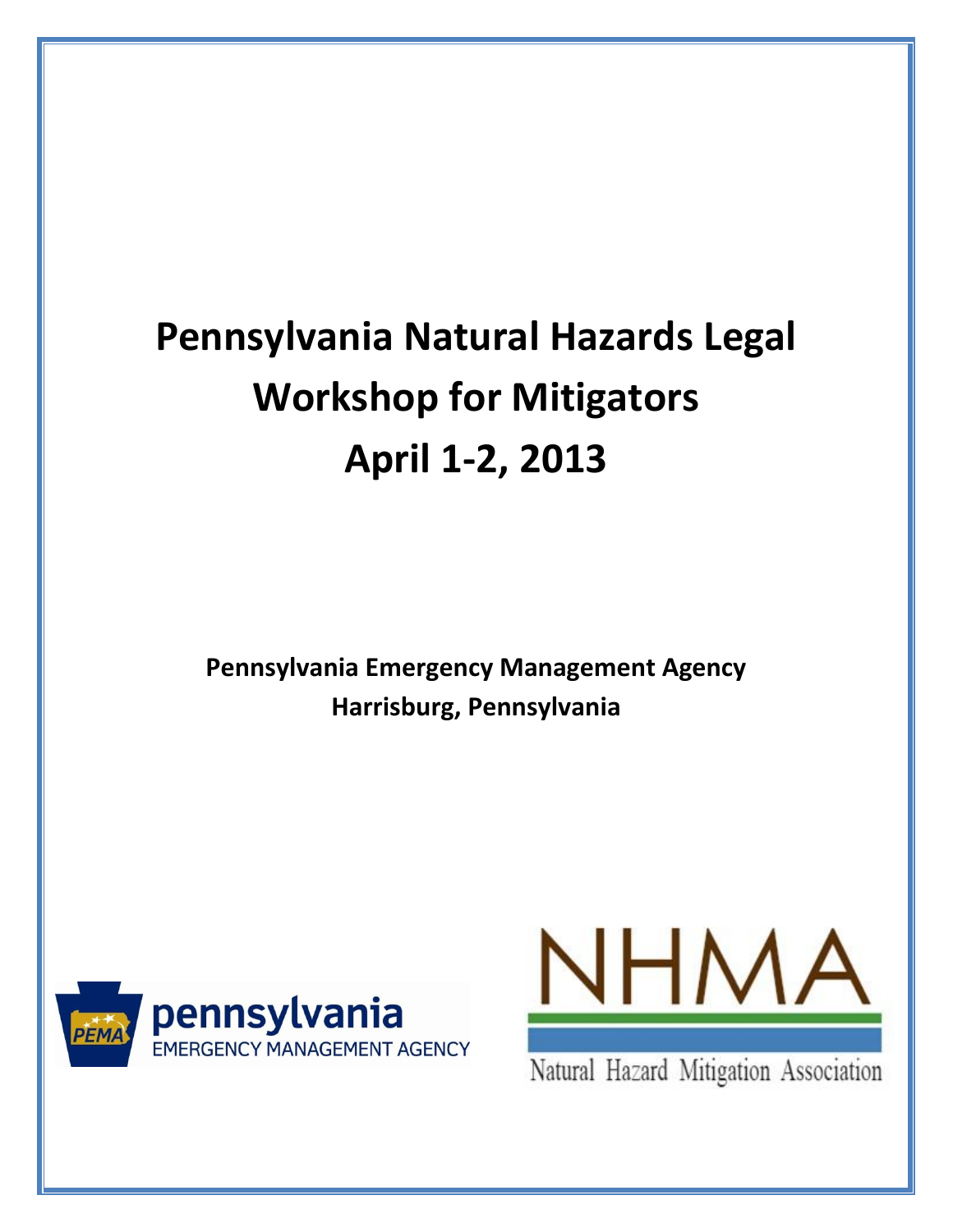# Pennsylvania Natural Hazards Legal Workshop for Mitigators April 1-2, 2013

**Pennsylvania Emergency Management Agency**
**Harrisburg, Pennsylvania**

pennsylvania
EMERGENCY MANAGEMENT AGENCY

NHMA
Natural Hazard Mitigation Association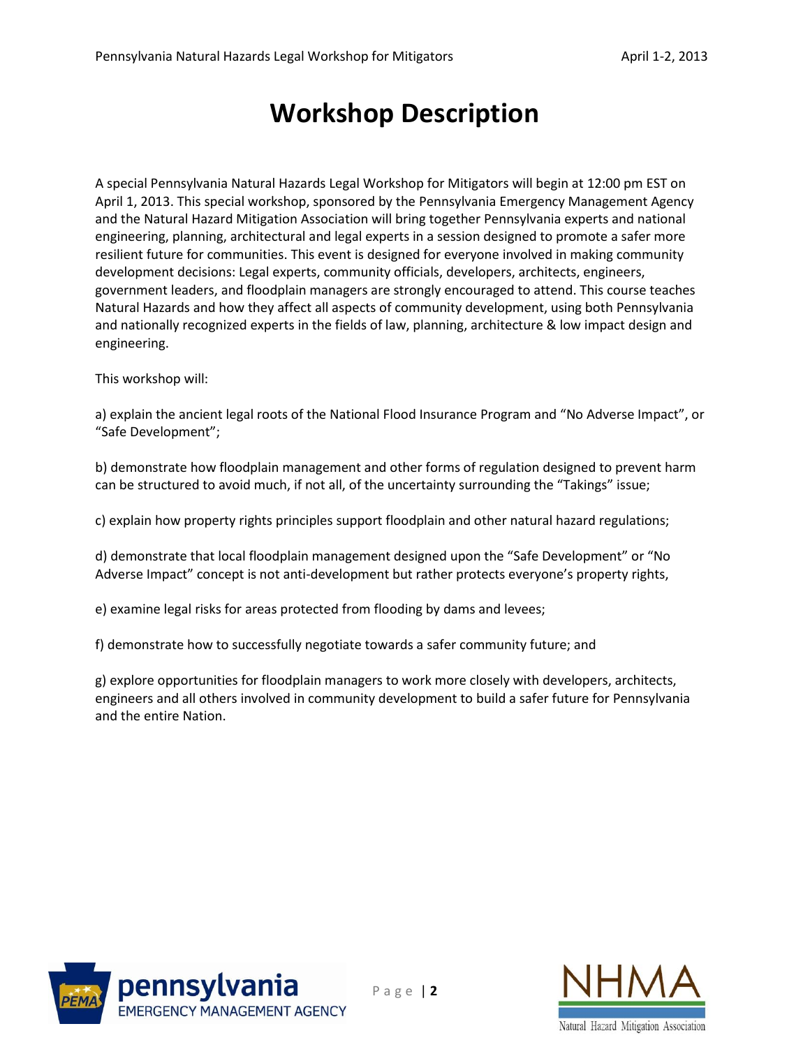# Workshop Description

A special Pennsylvania Natural Hazards Legal Workshop for Mitigators will begin at 12:00 pm EST on April 1, 2013. This special workshop, sponsored by the Pennsylvania Emergency Management Agency and the Natural Hazard Mitigation Association will bring together Pennsylvania experts and national engineering, planning, architectural and legal experts in a session designed to promote a safer more resilient future for communities. This event is designed for everyone involved in making community development decisions: Legal experts, community officials, developers, architects, engineers, government leaders, and floodplain managers are strongly encouraged to attend. This course teaches Natural Hazards and how they affect all aspects of community development, using both Pennsylvania and nationally recognized experts in the fields of law, planning, architecture & low impact design and engineering.

This workshop will:

a) explain the ancient legal roots of the National Flood Insurance Program and "No Adverse Impact", or "Safe Development";

b) demonstrate how floodplain management and other forms of regulation designed to prevent harm can be structured to avoid much, if not all, of the uncertainty surrounding the "Takings" issue;

c) explain how property rights principles support floodplain and other natural hazard regulations;

d) demonstrate that local floodplain management designed upon the "Safe Development" or "No Adverse Impact" concept is not anti-development but rather protects everyone's property rights,

e) examine legal risks for areas protected from flooding by dams and levees;

f) demonstrate how to successfully negotiate towards a safer community future; and

g) explore opportunities for floodplain managers to work more closely with developers, architects, engineers and all others involved in community development to build a safer future for Pennsylvania and the entire Nation.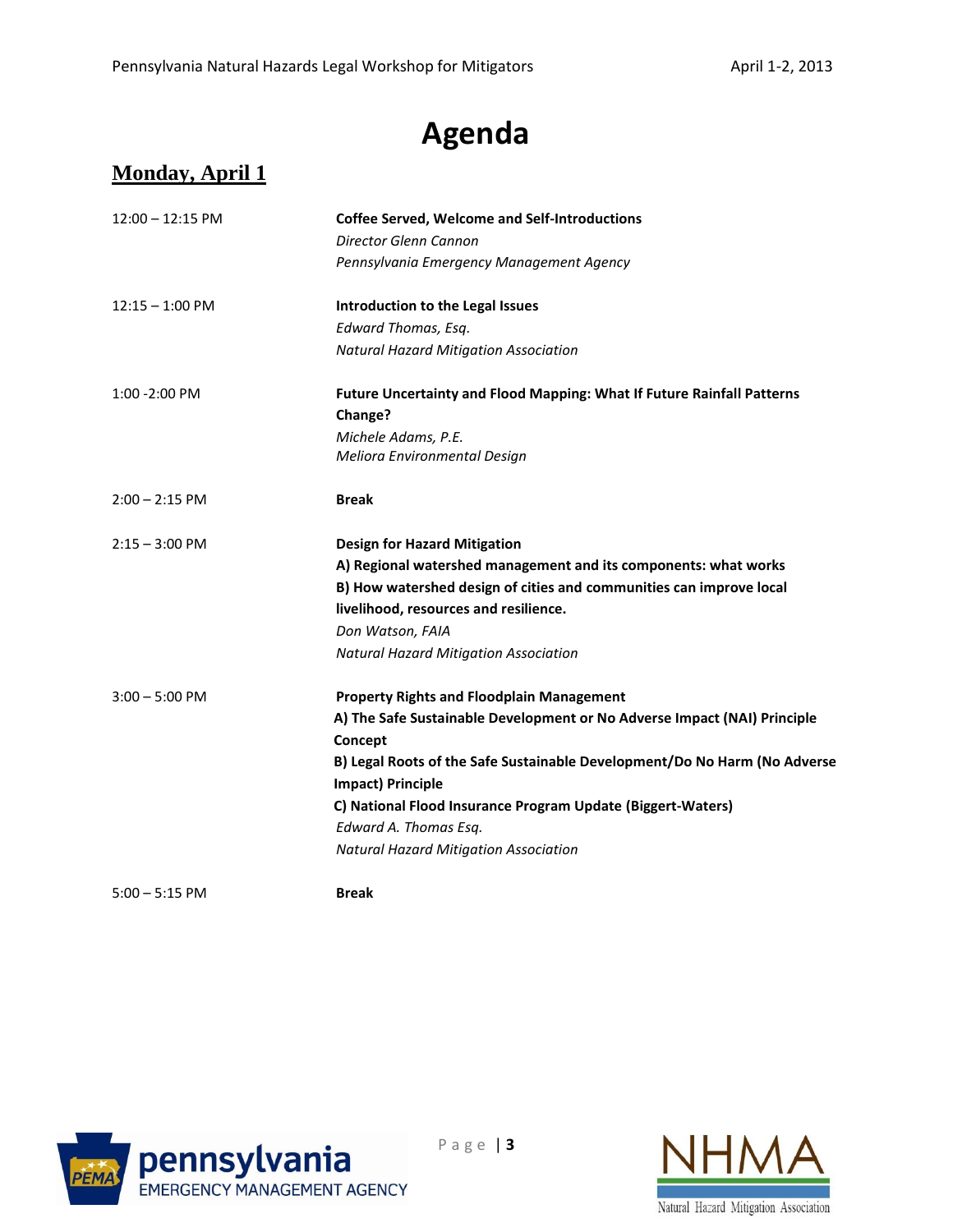# Agenda

## Monday, April 1

| | |
|---|---|
| 12:00 – 12:15 PM | **Coffee Served, Welcome and Self-Introductions**<br>*Director Glenn Cannon*<br>*Pennsylvania Emergency Management Agency* |
| 12:15 – 1:00 PM | **Introduction to the Legal Issues**<br>*Edward Thomas, Esq.*<br>*Natural Hazard Mitigation Association* |
| 1:00 -2:00 PM | **Future Uncertainty and Flood Mapping: What If Future Rainfall Patterns Change?**<br>*Michele Adams, P.E.*<br>*Meliora Environmental Design* |
| 2:00 – 2:15 PM | **Break** |
| 2:15 – 3:00 PM | **Design for Hazard Mitigation**<br>**A) Regional watershed management and its components: what works**<br>**B) How watershed design of cities and communities can improve local livelihood, resources and resilience.**<br>*Don Watson, FAIA*<br>*Natural Hazard Mitigation Association* |
| 3:00 – 5:00 PM | **Property Rights and Floodplain Management**<br>**A) The Safe Sustainable Development or No Adverse Impact (NAI) Principle Concept**<br>**B) Legal Roots of the Safe Sustainable Development/Do No Harm (No Adverse Impact) Principle**<br>**C) National Flood Insurance Program Update (Biggert-Waters)**<br>*Edward A. Thomas Esq.*<br>*Natural Hazard Mitigation Association* |
| 5:00 – 5:15 PM | **Break** |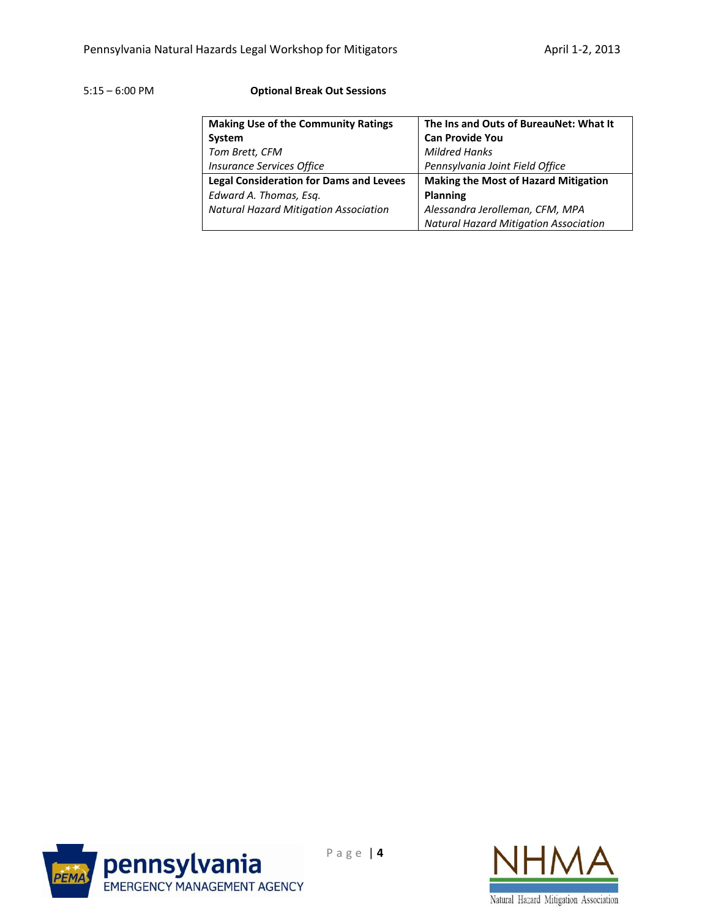5:15 – 6:00 PM **Optional Break Out Sessions**

| | |
|---|---|
| **Making Use of the Community Ratings System**<br>*Tom Brett, CFM*<br>*Insurance Services Office* | **The Ins and Outs of BureauNet: What It Can Provide You**<br>*Mildred Hanks*<br>*Pennsylvania Joint Field Office* |
| **Legal Consideration for Dams and Levees**<br>*Edward A. Thomas, Esq.*<br>*Natural Hazard Mitigation Association* | **Making the Most of Hazard Mitigation Planning**<br>*Alessandra Jerolleman, CFM, MPA*<br>*Natural Hazard Mitigation Association* |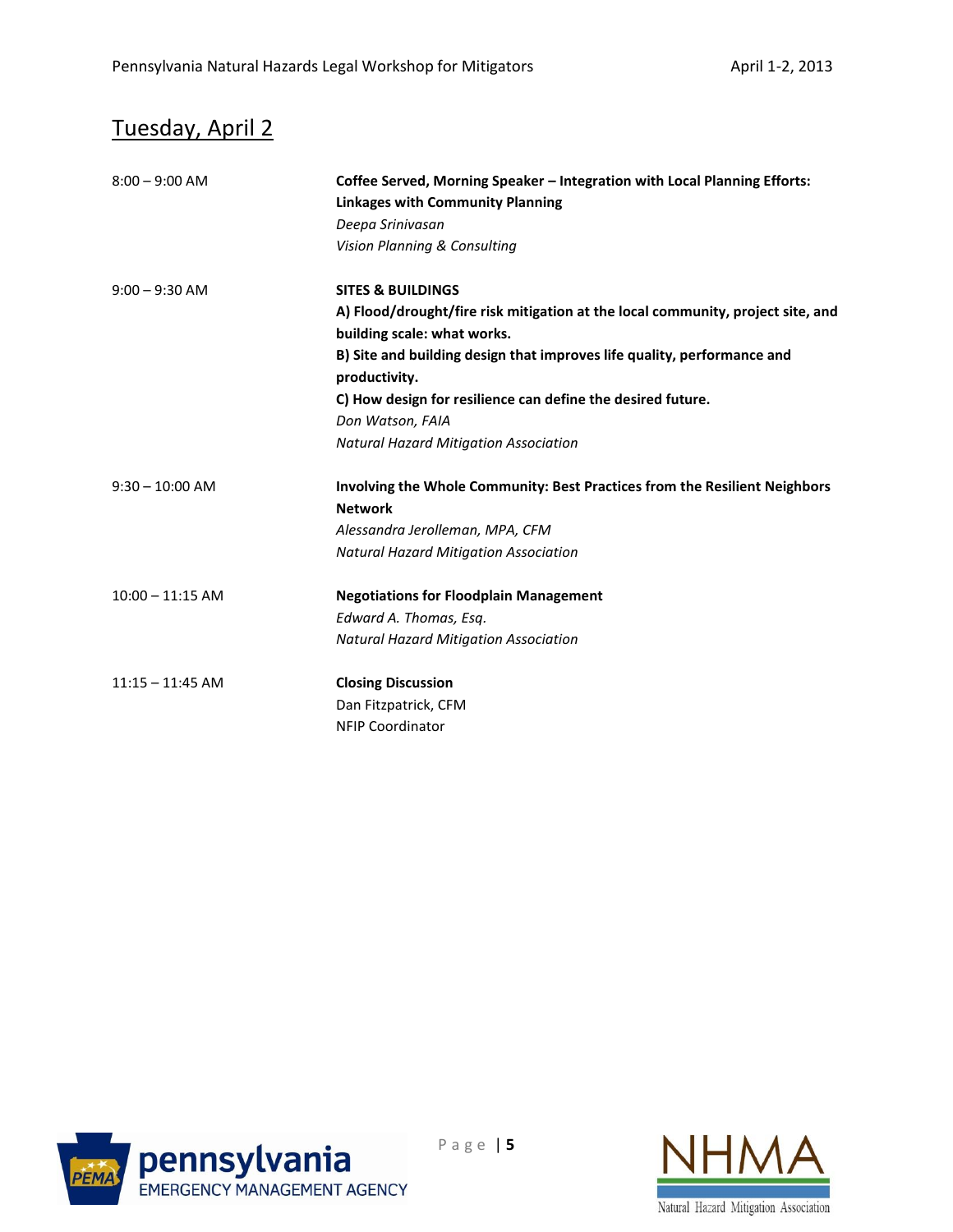## Tuesday, April 2

| | |
|---|---|
| 8:00 – 9:00 AM | **Coffee Served, Morning Speaker – Integration with Local Planning Efforts: Linkages with Community Planning**<br>*Deepa Srinivasan*<br>*Vision Planning & Consulting* |
| 9:00 – 9:30 AM | **SITES & BUILDINGS**<br>**A) Flood/drought/fire risk mitigation at the local community, project site, and building scale: what works.**<br>**B) Site and building design that improves life quality, performance and productivity.**<br>**C) How design for resilience can define the desired future.**<br>*Don Watson, FAIA*<br>*Natural Hazard Mitigation Association* |
| 9:30 – 10:00 AM | **Involving the Whole Community: Best Practices from the Resilient Neighbors Network**<br>*Alessandra Jerolleman, MPA, CFM*<br>*Natural Hazard Mitigation Association* |
| 10:00 – 11:15 AM | **Negotiations for Floodplain Management**<br>*Edward A. Thomas, Esq.*<br>*Natural Hazard Mitigation Association* |
| 11:15 – 11:45 AM | **Closing Discussion**<br>Dan Fitzpatrick, CFM<br>NFIP Coordinator |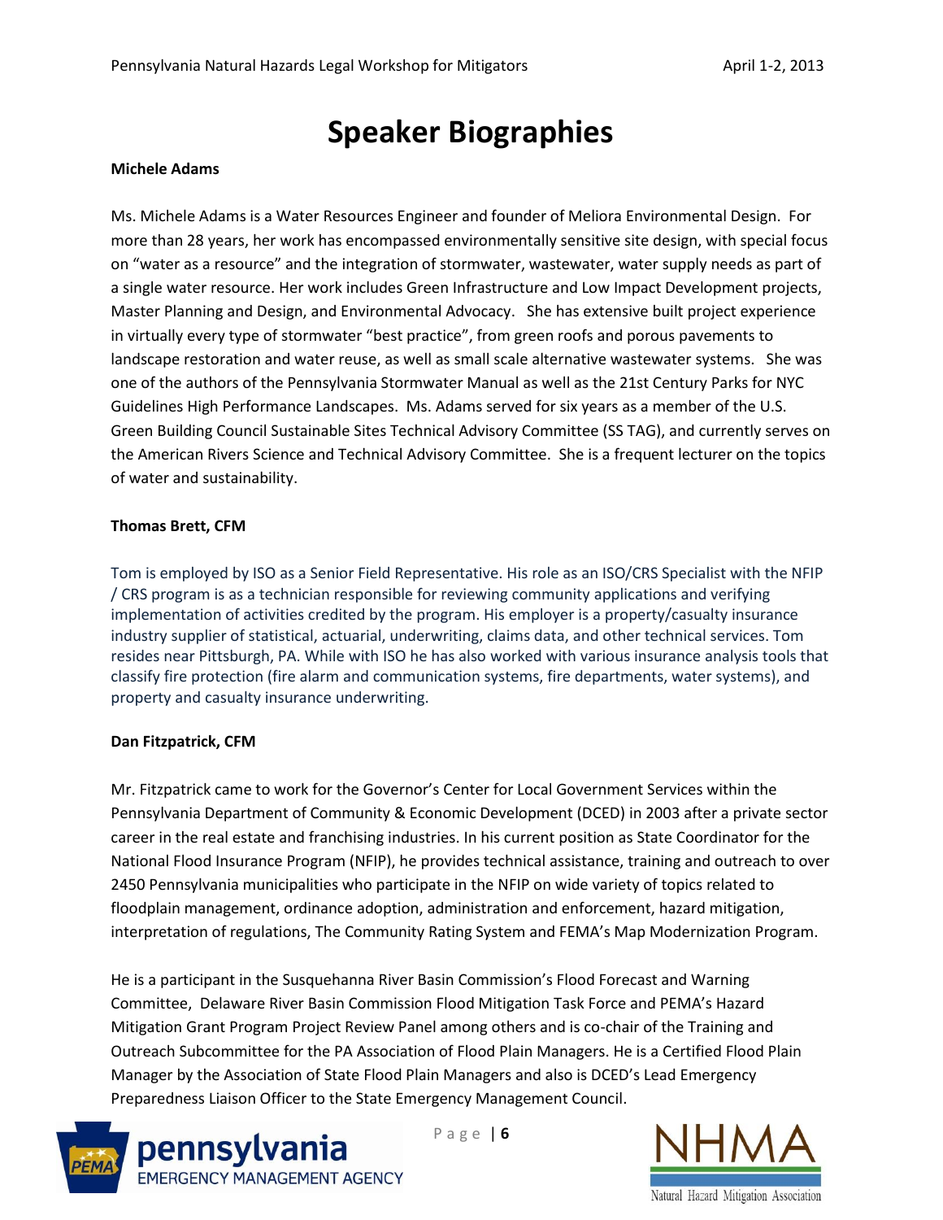# Speaker Biographies

**Michele Adams**

Ms. Michele Adams is a Water Resources Engineer and founder of Meliora Environmental Design. For more than 28 years, her work has encompassed environmentally sensitive site design, with special focus on "water as a resource" and the integration of stormwater, wastewater, water supply needs as part of a single water resource. Her work includes Green Infrastructure and Low Impact Development projects, Master Planning and Design, and Environmental Advocacy. She has extensive built project experience in virtually every type of stormwater "best practice", from green roofs and porous pavements to landscape restoration and water reuse, as well as small scale alternative wastewater systems. She was one of the authors of the Pennsylvania Stormwater Manual as well as the 21st Century Parks for NYC Guidelines High Performance Landscapes. Ms. Adams served for six years as a member of the U.S. Green Building Council Sustainable Sites Technical Advisory Committee (SS TAG), and currently serves on the American Rivers Science and Technical Advisory Committee. She is a frequent lecturer on the topics of water and sustainability.

**Thomas Brett, CFM**

Tom is employed by ISO as a Senior Field Representative. His role as an ISO/CRS Specialist with the NFIP / CRS program is as a technician responsible for reviewing community applications and verifying implementation of activities credited by the program. His employer is a property/casualty insurance industry supplier of statistical, actuarial, underwriting, claims data, and other technical services. Tom resides near Pittsburgh, PA. While with ISO he has also worked with various insurance analysis tools that classify fire protection (fire alarm and communication systems, fire departments, water systems), and property and casualty insurance underwriting.

**Dan Fitzpatrick, CFM**

Mr. Fitzpatrick came to work for the Governor's Center for Local Government Services within the Pennsylvania Department of Community & Economic Development (DCED) in 2003 after a private sector career in the real estate and franchising industries. In his current position as State Coordinator for the National Flood Insurance Program (NFIP), he provides technical assistance, training and outreach to over 2450 Pennsylvania municipalities who participate in the NFIP on wide variety of topics related to floodplain management, ordinance adoption, administration and enforcement, hazard mitigation, interpretation of regulations, The Community Rating System and FEMA's Map Modernization Program.

He is a participant in the Susquehanna River Basin Commission's Flood Forecast and Warning Committee, Delaware River Basin Commission Flood Mitigation Task Force and PEMA's Hazard Mitigation Grant Program Project Review Panel among others and is co-chair of the Training and Outreach Subcommittee for the PA Association of Flood Plain Managers. He is a Certified Flood Plain Manager by the Association of State Flood Plain Managers and also is DCED's Lead Emergency Preparedness Liaison Officer to the State Emergency Management Council.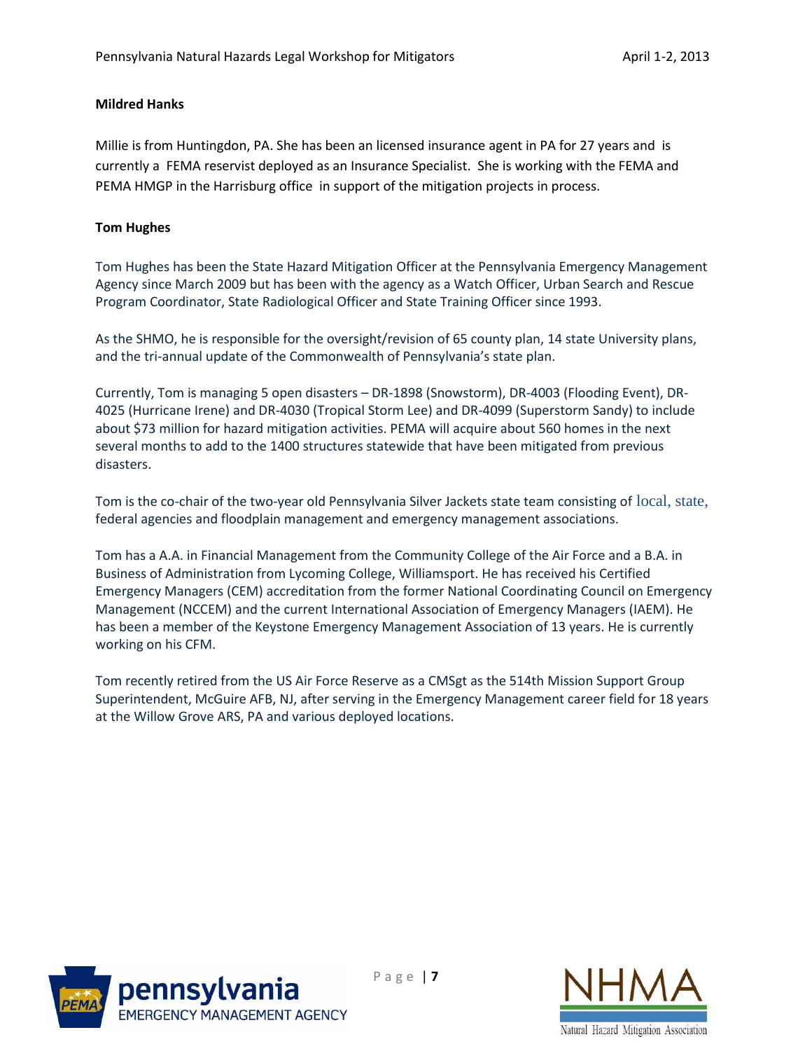**Mildred Hanks**

Millie is from Huntingdon, PA. She has been an licensed insurance agent in PA for 27 years and is currently a FEMA reservist deployed as an Insurance Specialist. She is working with the FEMA and PEMA HMGP in the Harrisburg office in support of the mitigation projects in process.

**Tom Hughes**

Tom Hughes has been the State Hazard Mitigation Officer at the Pennsylvania Emergency Management Agency since March 2009 but has been with the agency as a Watch Officer, Urban Search and Rescue Program Coordinator, State Radiological Officer and State Training Officer since 1993.

As the SHMO, he is responsible for the oversight/revision of 65 county plan, 14 state University plans, and the tri-annual update of the Commonwealth of Pennsylvania's state plan.

Currently, Tom is managing 5 open disasters – DR-1898 (Snowstorm), DR-4003 (Flooding Event), DR-4025 (Hurricane Irene) and DR-4030 (Tropical Storm Lee) and DR-4099 (Superstorm Sandy) to include about $73 million for hazard mitigation activities. PEMA will acquire about 560 homes in the next several months to add to the 1400 structures statewide that have been mitigated from previous disasters.

Tom is the co-chair of the two-year old Pennsylvania Silver Jackets state team consisting of local, state, federal agencies and floodplain management and emergency management associations.

Tom has a A.A. in Financial Management from the Community College of the Air Force and a B.A. in Business of Administration from Lycoming College, Williamsport. He has received his Certified Emergency Managers (CEM) accreditation from the former National Coordinating Council on Emergency Management (NCCEM) and the current International Association of Emergency Managers (IAEM). He has been a member of the Keystone Emergency Management Association of 13 years. He is currently working on his CFM.

Tom recently retired from the US Air Force Reserve as a CMSgt as the 514th Mission Support Group Superintendent, McGuire AFB, NJ, after serving in the Emergency Management career field for 18 years at the Willow Grove ARS, PA and various deployed locations.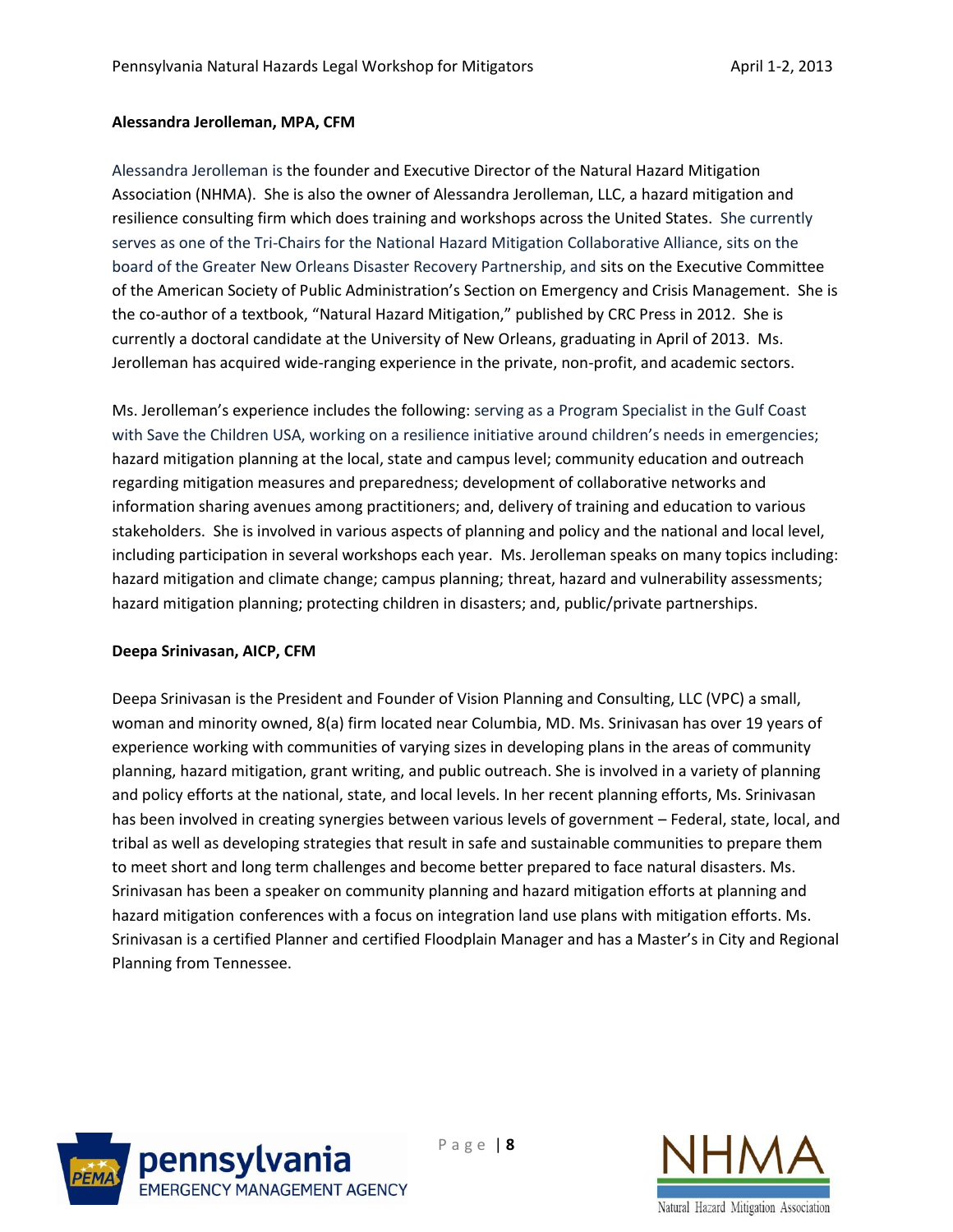**Alessandra Jerolleman, MPA, CFM**

Alessandra Jerolleman is the founder and Executive Director of the Natural Hazard Mitigation Association (NHMA). She is also the owner of Alessandra Jerolleman, LLC, a hazard mitigation and resilience consulting firm which does training and workshops across the United States. She currently serves as one of the Tri-Chairs for the National Hazard Mitigation Collaborative Alliance, sits on the board of the Greater New Orleans Disaster Recovery Partnership, and sits on the Executive Committee of the American Society of Public Administration's Section on Emergency and Crisis Management. She is the co-author of a textbook, "Natural Hazard Mitigation," published by CRC Press in 2012. She is currently a doctoral candidate at the University of New Orleans, graduating in April of 2013. Ms. Jerolleman has acquired wide-ranging experience in the private, non-profit, and academic sectors.

Ms. Jerolleman's experience includes the following: serving as a Program Specialist in the Gulf Coast with Save the Children USA, working on a resilience initiative around children's needs in emergencies; hazard mitigation planning at the local, state and campus level; community education and outreach regarding mitigation measures and preparedness; development of collaborative networks and information sharing avenues among practitioners; and, delivery of training and education to various stakeholders. She is involved in various aspects of planning and policy and the national and local level, including participation in several workshops each year. Ms. Jerolleman speaks on many topics including: hazard mitigation and climate change; campus planning; threat, hazard and vulnerability assessments; hazard mitigation planning; protecting children in disasters; and, public/private partnerships.

**Deepa Srinivasan, AICP, CFM**

Deepa Srinivasan is the President and Founder of Vision Planning and Consulting, LLC (VPC) a small, woman and minority owned, 8(a) firm located near Columbia, MD. Ms. Srinivasan has over 19 years of experience working with communities of varying sizes in developing plans in the areas of community planning, hazard mitigation, grant writing, and public outreach. She is involved in a variety of planning and policy efforts at the national, state, and local levels. In her recent planning efforts, Ms. Srinivasan has been involved in creating synergies between various levels of government – Federal, state, local, and tribal as well as developing strategies that result in safe and sustainable communities to prepare them to meet short and long term challenges and become better prepared to face natural disasters. Ms. Srinivasan has been a speaker on community planning and hazard mitigation efforts at planning and hazard mitigation conferences with a focus on integration land use plans with mitigation efforts. Ms. Srinivasan is a certified Planner and certified Floodplain Manager and has a Master's in City and Regional Planning from Tennessee.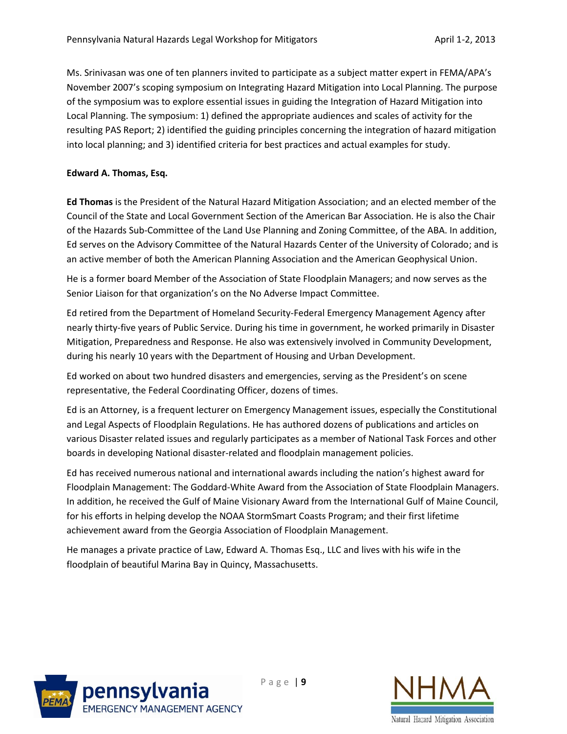Ms. Srinivasan was one of ten planners invited to participate as a subject matter expert in FEMA/APA's November 2007's scoping symposium on Integrating Hazard Mitigation into Local Planning. The purpose of the symposium was to explore essential issues in guiding the Integration of Hazard Mitigation into Local Planning. The symposium: 1) defined the appropriate audiences and scales of activity for the resulting PAS Report; 2) identified the guiding principles concerning the integration of hazard mitigation into local planning; and 3) identified criteria for best practices and actual examples for study.

**Edward A. Thomas, Esq.**

**Ed Thomas** is the President of the Natural Hazard Mitigation Association; and an elected member of the Council of the State and Local Government Section of the American Bar Association. He is also the Chair of the Hazards Sub-Committee of the Land Use Planning and Zoning Committee, of the ABA. In addition, Ed serves on the Advisory Committee of the Natural Hazards Center of the University of Colorado; and is an active member of both the American Planning Association and the American Geophysical Union.

He is a former board Member of the Association of State Floodplain Managers; and now serves as the Senior Liaison for that organization's on the No Adverse Impact Committee.

Ed retired from the Department of Homeland Security-Federal Emergency Management Agency after nearly thirty-five years of Public Service. During his time in government, he worked primarily in Disaster Mitigation, Preparedness and Response. He also was extensively involved in Community Development, during his nearly 10 years with the Department of Housing and Urban Development.

Ed worked on about two hundred disasters and emergencies, serving as the President's on scene representative, the Federal Coordinating Officer, dozens of times.

Ed is an Attorney, is a frequent lecturer on Emergency Management issues, especially the Constitutional and Legal Aspects of Floodplain Regulations. He has authored dozens of publications and articles on various Disaster related issues and regularly participates as a member of National Task Forces and other boards in developing National disaster-related and floodplain management policies.

Ed has received numerous national and international awards including the nation's highest award for Floodplain Management: The Goddard-White Award from the Association of State Floodplain Managers. In addition, he received the Gulf of Maine Visionary Award from the International Gulf of Maine Council, for his efforts in helping develop the NOAA StormSmart Coasts Program; and their first lifetime achievement award from the Georgia Association of Floodplain Management.

He manages a private practice of Law, Edward A. Thomas Esq., LLC and lives with his wife in the floodplain of beautiful Marina Bay in Quincy, Massachusetts.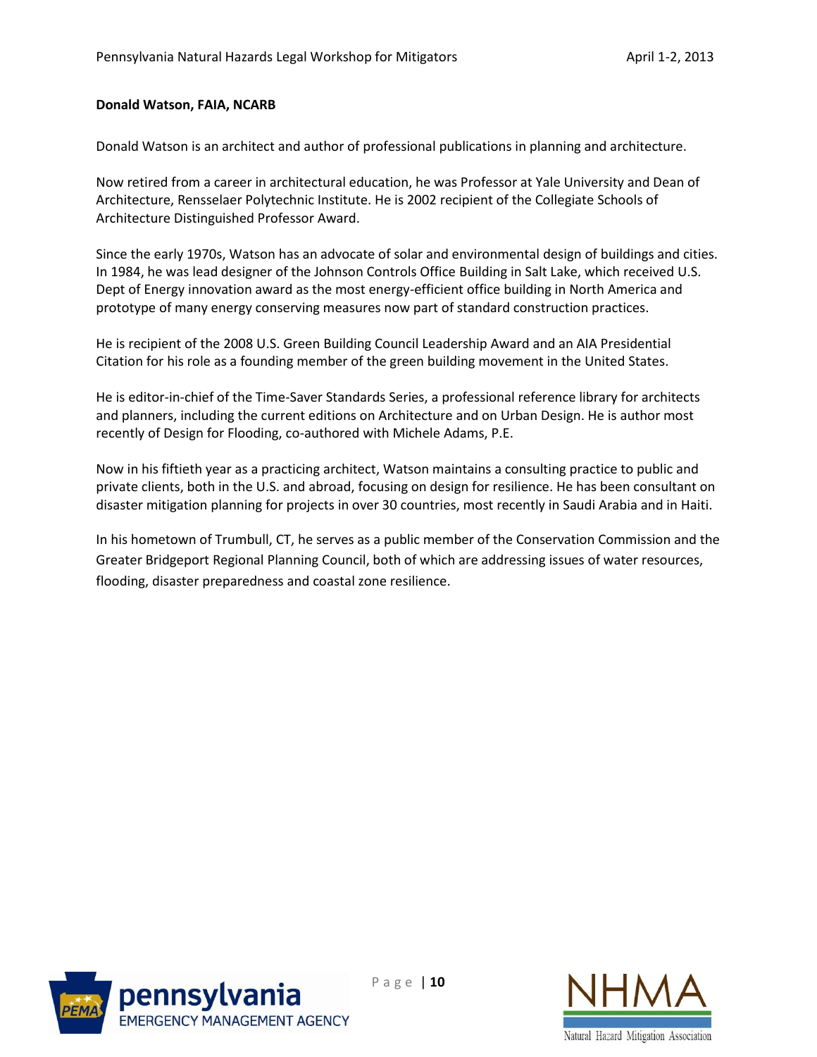**Donald Watson, FAIA, NCARB**

Donald Watson is an architect and author of professional publications in planning and architecture.

Now retired from a career in architectural education, he was Professor at Yale University and Dean of Architecture, Rensselaer Polytechnic Institute. He is 2002 recipient of the Collegiate Schools of Architecture Distinguished Professor Award.

Since the early 1970s, Watson has an advocate of solar and environmental design of buildings and cities. In 1984, he was lead designer of the Johnson Controls Office Building in Salt Lake, which received U.S. Dept of Energy innovation award as the most energy-efficient office building in North America and prototype of many energy conserving measures now part of standard construction practices.

He is recipient of the 2008 U.S. Green Building Council Leadership Award and an AIA Presidential Citation for his role as a founding member of the green building movement in the United States.

He is editor-in-chief of the Time-Saver Standards Series, a professional reference library for architects and planners, including the current editions on Architecture and on Urban Design. He is author most recently of Design for Flooding, co-authored with Michele Adams, P.E.

Now in his fiftieth year as a practicing architect, Watson maintains a consulting practice to public and private clients, both in the U.S. and abroad, focusing on design for resilience. He has been consultant on disaster mitigation planning for projects in over 30 countries, most recently in Saudi Arabia and in Haiti.

In his hometown of Trumbull, CT, he serves as a public member of the Conservation Commission and the Greater Bridgeport Regional Planning Council, both of which are addressing issues of water resources, flooding, disaster preparedness and coastal zone resilience.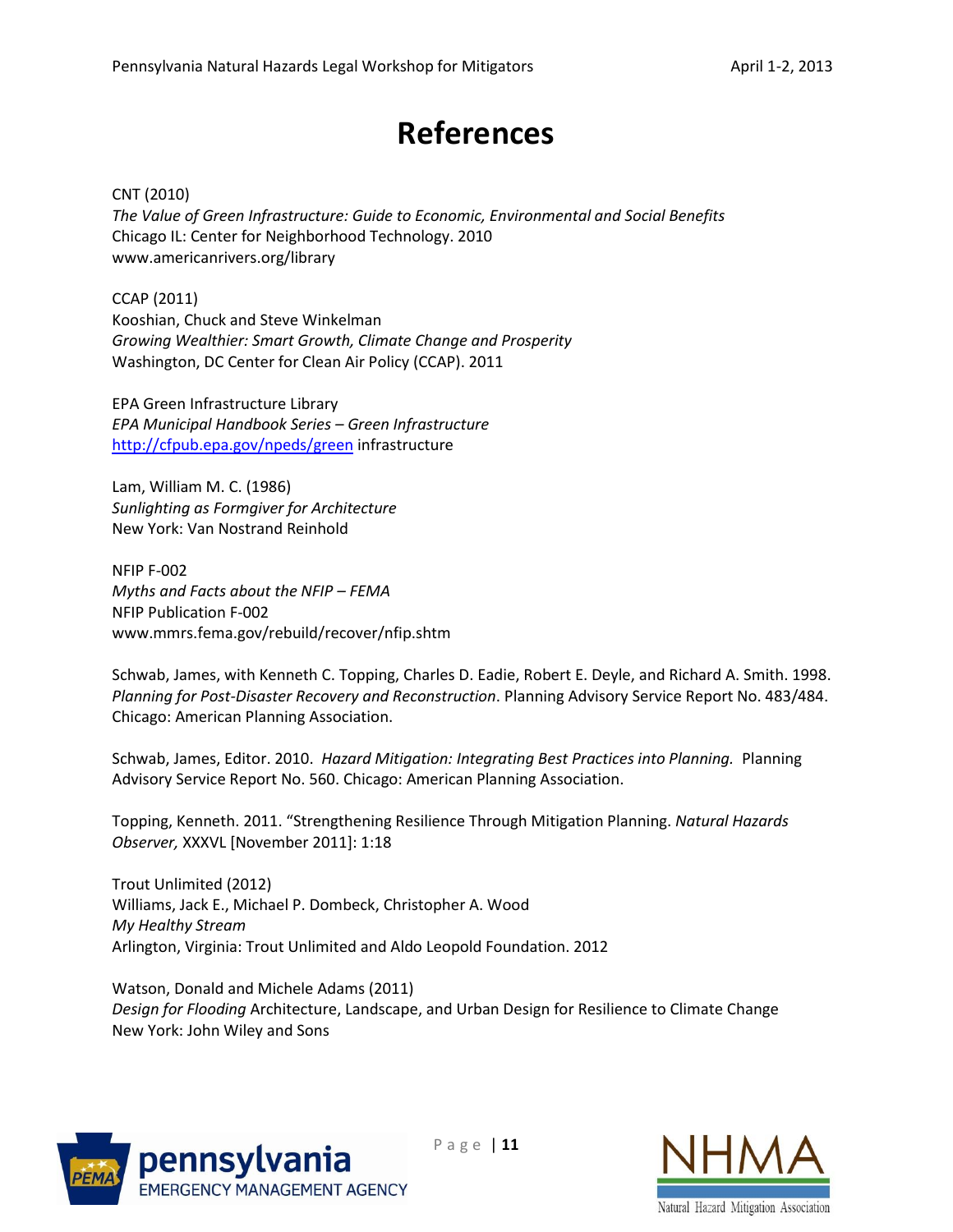# References

CNT (2010)
*The Value of Green Infrastructure: Guide to Economic, Environmental and Social Benefits*
Chicago IL: Center for Neighborhood Technology. 2010
www.americanrivers.org/library

CCAP (2011)
Kooshian, Chuck and Steve Winkelman
*Growing Wealthier: Smart Growth, Climate Change and Prosperity*
Washington, DC Center for Clean Air Policy (CCAP). 2011

EPA Green Infrastructure Library
*EPA Municipal Handbook Series – Green Infrastructure*
http://cfpub.epa.gov/npeds/green infrastructure

Lam, William M. C. (1986)
*Sunlighting as Formgiver for Architecture*
New York: Van Nostrand Reinhold

NFIP F-002
*Myths and Facts about the NFIP – FEMA*
NFIP Publication F-002
www.mmrs.fema.gov/rebuild/recover/nfip.shtm

Schwab, James, with Kenneth C. Topping, Charles D. Eadie, Robert E. Deyle, and Richard A. Smith. 1998. *Planning for Post-Disaster Recovery and Reconstruction*. Planning Advisory Service Report No. 483/484. Chicago: American Planning Association.

Schwab, James, Editor. 2010. *Hazard Mitigation: Integrating Best Practices into Planning.* Planning Advisory Service Report No. 560. Chicago: American Planning Association.

Topping, Kenneth. 2011. "Strengthening Resilience Through Mitigation Planning. *Natural Hazards Observer,* XXXVL [November 2011]: 1:18

Trout Unlimited (2012)
Williams, Jack E., Michael P. Dombeck, Christopher A. Wood
*My Healthy Stream*
Arlington, Virginia: Trout Unlimited and Aldo Leopold Foundation. 2012

Watson, Donald and Michele Adams (2011)
*Design for Flooding* Architecture, Landscape, and Urban Design for Resilience to Climate Change
New York: John Wiley and Sons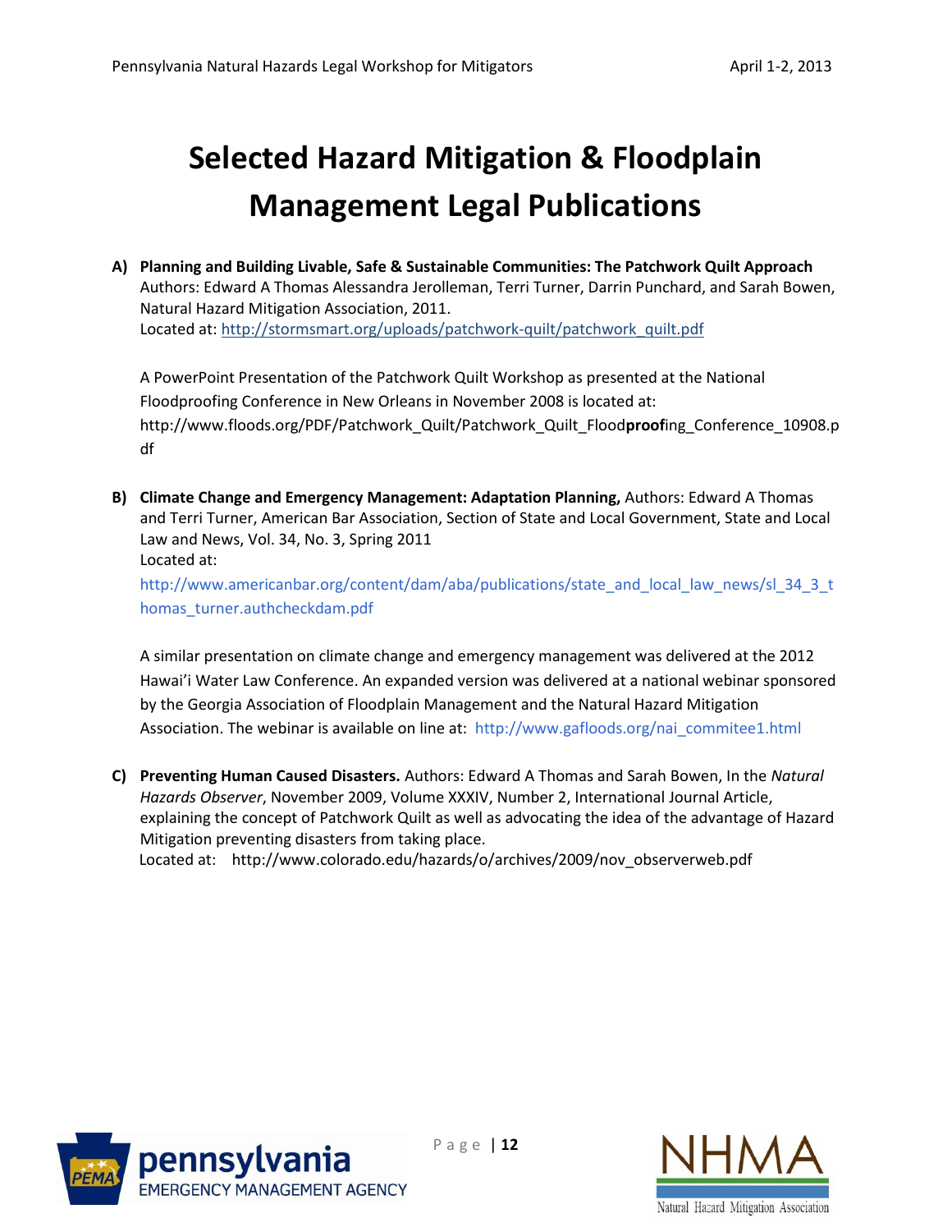# Selected Hazard Mitigation & Floodplain Management Legal Publications

**A) Planning and Building Livable, Safe & Sustainable Communities: The Patchwork Quilt Approach**
Authors: Edward A Thomas Alessandra Jerolleman, Terri Turner, Darrin Punchard, and Sarah Bowen, Natural Hazard Mitigation Association, 2011.
Located at: http://stormsmart.org/uploads/patchwork-quilt/patchwork_quilt.pdf

A PowerPoint Presentation of the Patchwork Quilt Workshop as presented at the National Floodproofing Conference in New Orleans in November 2008 is located at: http://www.floods.org/PDF/Patchwork_Quilt/Patchwork_Quilt_Flood**proof**ing_Conference_10908.pdf

**B) Climate Change and Emergency Management: Adaptation Planning,** Authors: Edward A Thomas and Terri Turner, American Bar Association, Section of State and Local Government, State and Local Law and News, Vol. 34, No. 3, Spring 2011
Located at:
http://www.americanbar.org/content/dam/aba/publications/state_and_local_law_news/sl_34_3_thomas_turner.authcheckdam.pdf

A similar presentation on climate change and emergency management was delivered at the 2012 Hawai'i Water Law Conference. An expanded version was delivered at a national webinar sponsored by the Georgia Association of Floodplain Management and the Natural Hazard Mitigation Association. The webinar is available on line at: http://www.gafloods.org/nai_commitee1.html

**C) Preventing Human Caused Disasters.** Authors: Edward A Thomas and Sarah Bowen, In the *Natural Hazards Observer*, November 2009, Volume XXXIV, Number 2, International Journal Article, explaining the concept of Patchwork Quilt as well as advocating the idea of the advantage of Hazard Mitigation preventing disasters from taking place.
Located at: http://www.colorado.edu/hazards/o/archives/2009/nov_observerweb.pdf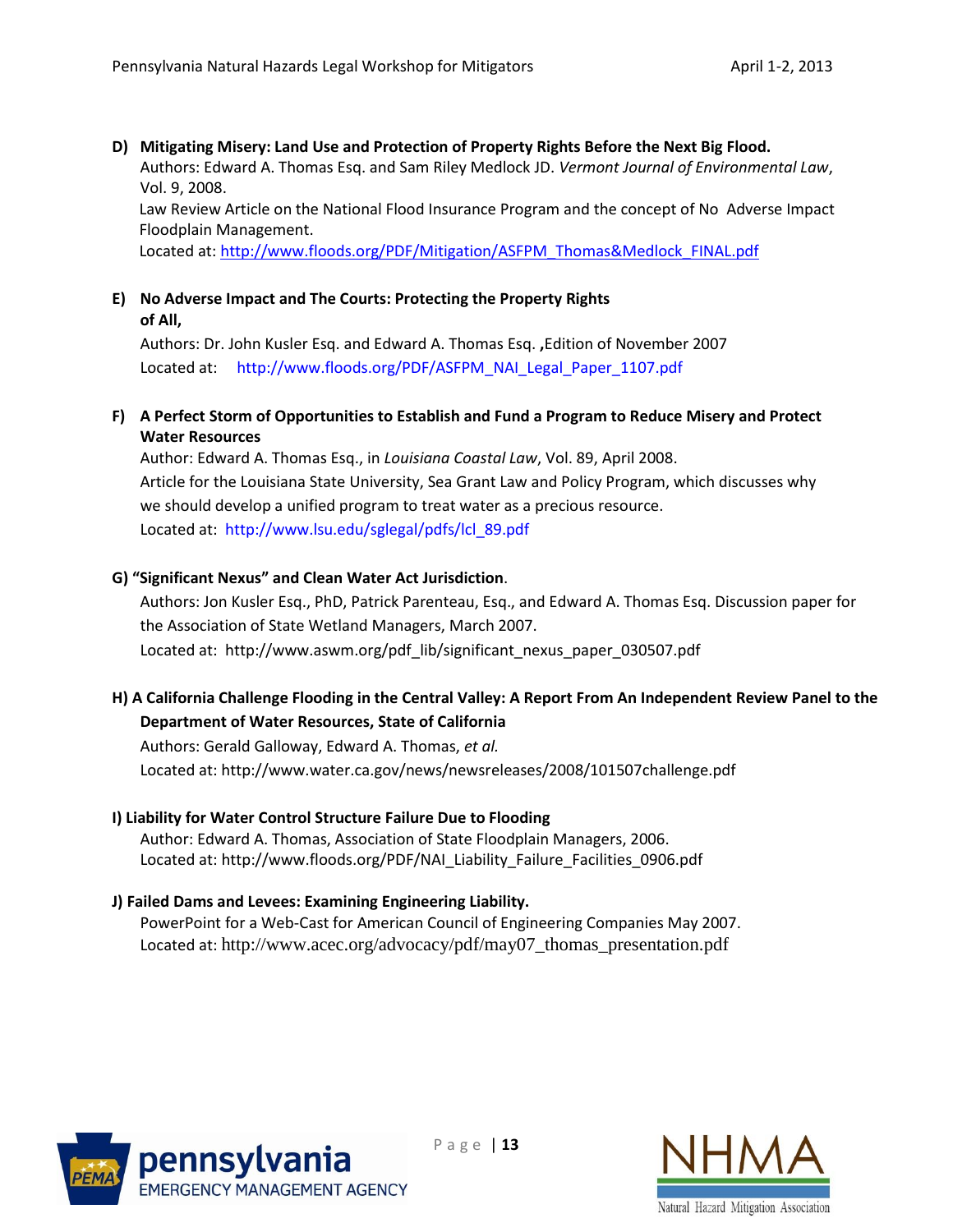**D) Mitigating Misery: Land Use and Protection of Property Rights Before the Next Big Flood.**

Authors: Edward A. Thomas Esq. and Sam Riley Medlock JD. *Vermont Journal of Environmental Law*, Vol. 9, 2008.

Law Review Article on the National Flood Insurance Program and the concept of No Adverse Impact Floodplain Management.

Located at: http://www.floods.org/PDF/Mitigation/ASFPM_Thomas&Medlock_FINAL.pdf

**E) No Adverse Impact and The Courts: Protecting the Property Rights of All,**

Authors: Dr. John Kusler Esq. and Edward A. Thomas Esq. **,**Edition of November 2007

Located at: http://www.floods.org/PDF/ASFPM_NAI_Legal_Paper_1107.pdf

**F) A Perfect Storm of Opportunities to Establish and Fund a Program to Reduce Misery and Protect Water Resources**

Author: Edward A. Thomas Esq., in *Louisiana Coastal Law*, Vol. 89, April 2008.

Article for the Louisiana State University, Sea Grant Law and Policy Program, which discusses why we should develop a unified program to treat water as a precious resource.

Located at: http://www.lsu.edu/sglegal/pdfs/lcl_89.pdf

**G) "Significant Nexus" and Clean Water Act Jurisdiction**.

Authors: Jon Kusler Esq., PhD, Patrick Parenteau, Esq., and Edward A. Thomas Esq. Discussion paper for the Association of State Wetland Managers, March 2007.

Located at: http://www.aswm.org/pdf_lib/significant_nexus_paper_030507.pdf

**H) A California Challenge Flooding in the Central Valley: A Report From An Independent Review Panel to the Department of Water Resources, State of California**

Authors: Gerald Galloway, Edward A. Thomas, *et al.*

Located at: http://www.water.ca.gov/news/newsreleases/2008/101507challenge.pdf

**I) Liability for Water Control Structure Failure Due to Flooding**

Author: Edward A. Thomas, Association of State Floodplain Managers, 2006.

Located at: http://www.floods.org/PDF/NAI_Liability_Failure_Facilities_0906.pdf

**J) Failed Dams and Levees: Examining Engineering Liability.**

PowerPoint for a Web-Cast for American Council of Engineering Companies May 2007.

Located at: http://www.acec.org/advocacy/pdf/may07_thomas_presentation.pdf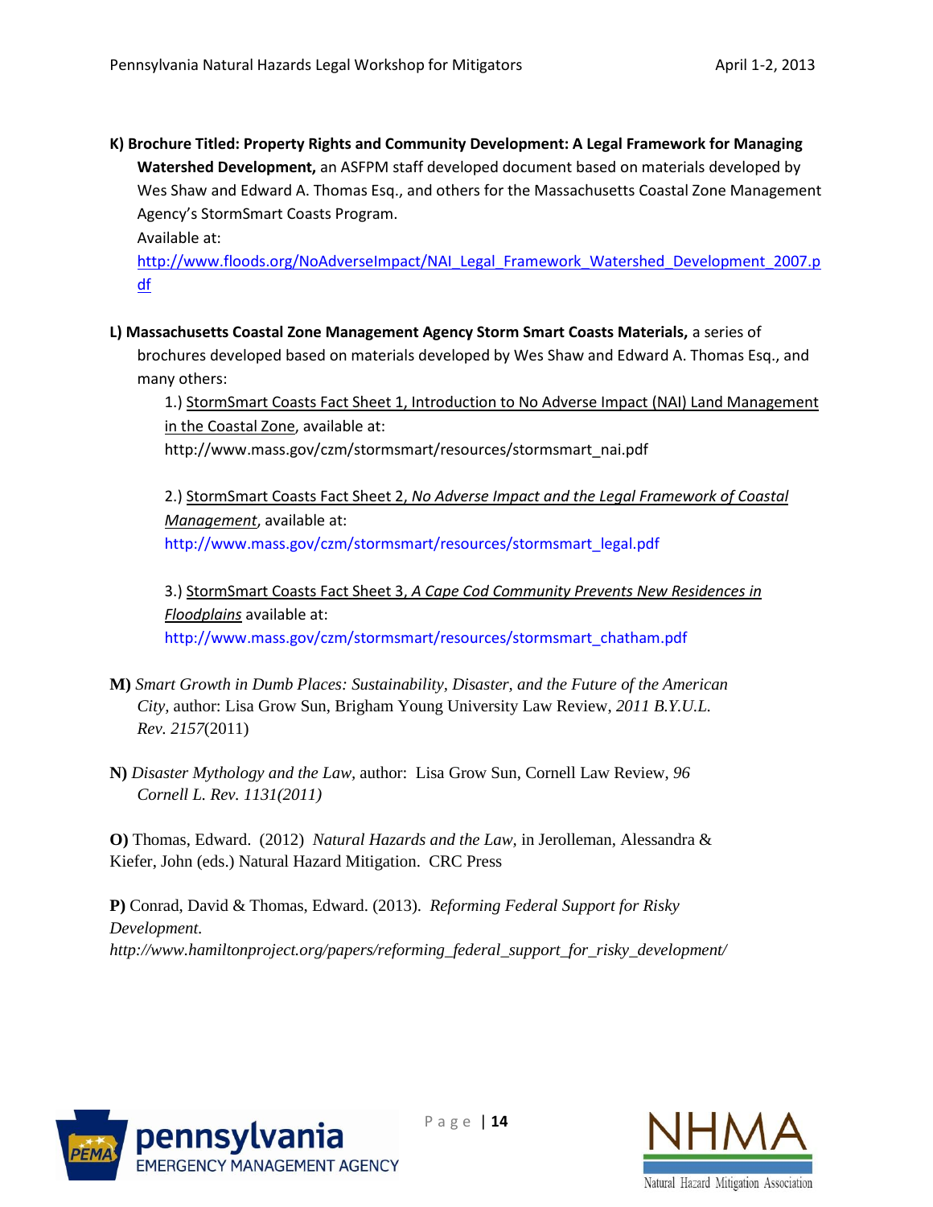**K) Brochure Titled: Property Rights and Community Development: A Legal Framework for Managing Watershed Development,** an ASFPM staff developed document based on materials developed by Wes Shaw and Edward A. Thomas Esq., and others for the Massachusetts Coastal Zone Management Agency's StormSmart Coasts Program.
Available at:
http://www.floods.org/NoAdverseImpact/NAI_Legal_Framework_Watershed_Development_2007.pdf

**L) Massachusetts Coastal Zone Management Agency Storm Smart Coasts Materials,** a series of brochures developed based on materials developed by Wes Shaw and Edward A. Thomas Esq., and many others:

1.) StormSmart Coasts Fact Sheet 1, Introduction to No Adverse Impact (NAI) Land Management in the Coastal Zone, available at:
http://www.mass.gov/czm/stormsmart/resources/stormsmart_nai.pdf

2.) StormSmart Coasts Fact Sheet 2, *No Adverse Impact and the Legal Framework of Coastal Management*, available at:
http://www.mass.gov/czm/stormsmart/resources/stormsmart_legal.pdf

3.) StormSmart Coasts Fact Sheet 3, *A Cape Cod Community Prevents New Residences in Floodplains* available at:
http://www.mass.gov/czm/stormsmart/resources/stormsmart_chatham.pdf

**M)** *Smart Growth in Dumb Places: Sustainability, Disaster, and the Future of the American City,* author: Lisa Grow Sun, Brigham Young University Law Review, *2011 B.Y.U.L. Rev. 2157*(2011)

**N)** *Disaster Mythology and the Law,* author: Lisa Grow Sun, Cornell Law Review, *96 Cornell L. Rev. 1131(2011)*

**O)** Thomas, Edward. (2012) *Natural Hazards and the Law,* in Jerolleman, Alessandra & Kiefer, John (eds.) Natural Hazard Mitigation. CRC Press

**P)** Conrad, David & Thomas, Edward. (2013). *Reforming Federal Support for Risky Development.*
*http://www.hamiltonproject.org/papers/reforming_federal_support_for_risky_development/*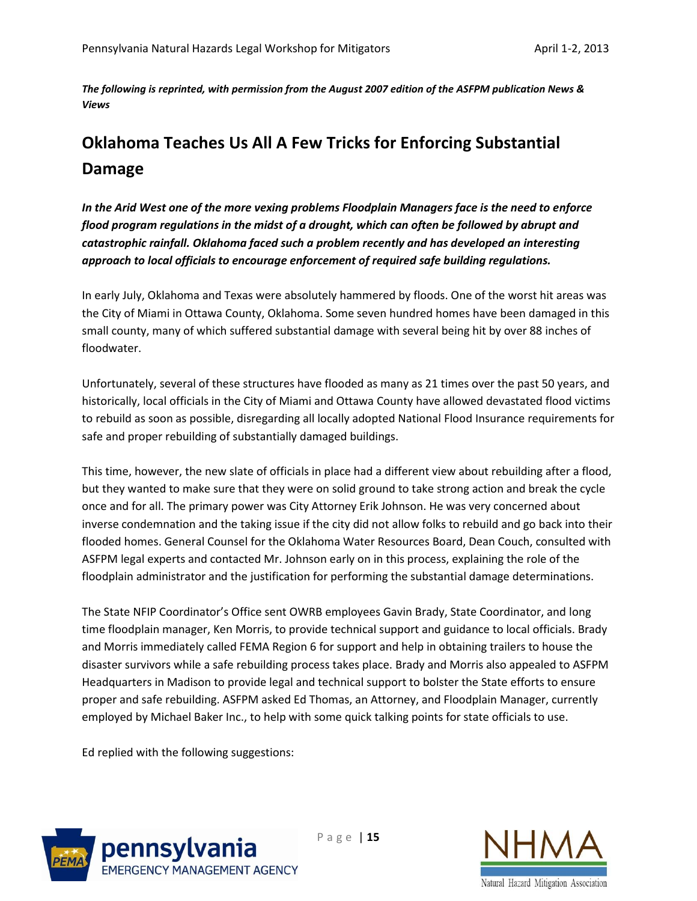*The following is reprinted, with permission from the August 2007 edition of the ASFPM publication News & Views*

# Oklahoma Teaches Us All A Few Tricks for Enforcing Substantial Damage

***In the Arid West one of the more vexing problems Floodplain Managers face is the need to enforce flood program regulations in the midst of a drought, which can often be followed by abrupt and catastrophic rainfall. Oklahoma faced such a problem recently and has developed an interesting approach to local officials to encourage enforcement of required safe building regulations.***

In early July, Oklahoma and Texas were absolutely hammered by floods. One of the worst hit areas was the City of Miami in Ottawa County, Oklahoma. Some seven hundred homes have been damaged in this small county, many of which suffered substantial damage with several being hit by over 88 inches of floodwater.

Unfortunately, several of these structures have flooded as many as 21 times over the past 50 years, and historically, local officials in the City of Miami and Ottawa County have allowed devastated flood victims to rebuild as soon as possible, disregarding all locally adopted National Flood Insurance requirements for safe and proper rebuilding of substantially damaged buildings.

This time, however, the new slate of officials in place had a different view about rebuilding after a flood, but they wanted to make sure that they were on solid ground to take strong action and break the cycle once and for all. The primary power was City Attorney Erik Johnson. He was very concerned about inverse condemnation and the taking issue if the city did not allow folks to rebuild and go back into their flooded homes. General Counsel for the Oklahoma Water Resources Board, Dean Couch, consulted with ASFPM legal experts and contacted Mr. Johnson early on in this process, explaining the role of the floodplain administrator and the justification for performing the substantial damage determinations.

The State NFIP Coordinator's Office sent OWRB employees Gavin Brady, State Coordinator, and long time floodplain manager, Ken Morris, to provide technical support and guidance to local officials. Brady and Morris immediately called FEMA Region 6 for support and help in obtaining trailers to house the disaster survivors while a safe rebuilding process takes place. Brady and Morris also appealed to ASFPM Headquarters in Madison to provide legal and technical support to bolster the State efforts to ensure proper and safe rebuilding. ASFPM asked Ed Thomas, an Attorney, and Floodplain Manager, currently employed by Michael Baker Inc., to help with some quick talking points for state officials to use.

Ed replied with the following suggestions: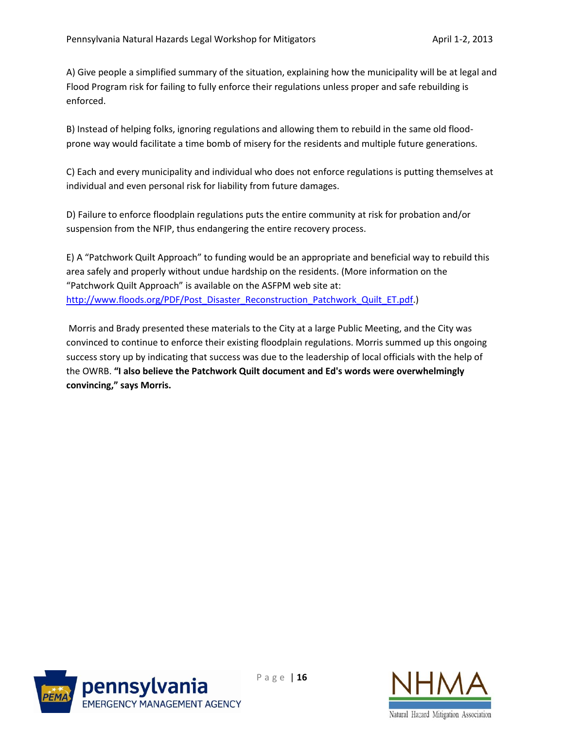A) Give people a simplified summary of the situation, explaining how the municipality will be at legal and Flood Program risk for failing to fully enforce their regulations unless proper and safe rebuilding is enforced.

B) Instead of helping folks, ignoring regulations and allowing them to rebuild in the same old flood-prone way would facilitate a time bomb of misery for the residents and multiple future generations.

C) Each and every municipality and individual who does not enforce regulations is putting themselves at individual and even personal risk for liability from future damages.

D) Failure to enforce floodplain regulations puts the entire community at risk for probation and/or suspension from the NFIP, thus endangering the entire recovery process.

E) A "Patchwork Quilt Approach" to funding would be an appropriate and beneficial way to rebuild this area safely and properly without undue hardship on the residents. (More information on the "Patchwork Quilt Approach" is available on the ASFPM web site at: [http://www.floods.org/PDF/Post_Disaster_Reconstruction_Patchwork_Quilt_ET.pdf](http://www.floods.org/PDF/Post_Disaster_Reconstruction_Patchwork_Quilt_ET.pdf).)

Morris and Brady presented these materials to the City at a large Public Meeting, and the City was convinced to continue to enforce their existing floodplain regulations. Morris summed up this ongoing success story up by indicating that success was due to the leadership of local officials with the help of the OWRB. **"I also believe the Patchwork Quilt document and Ed's words were overwhelmingly convincing," says Morris.**